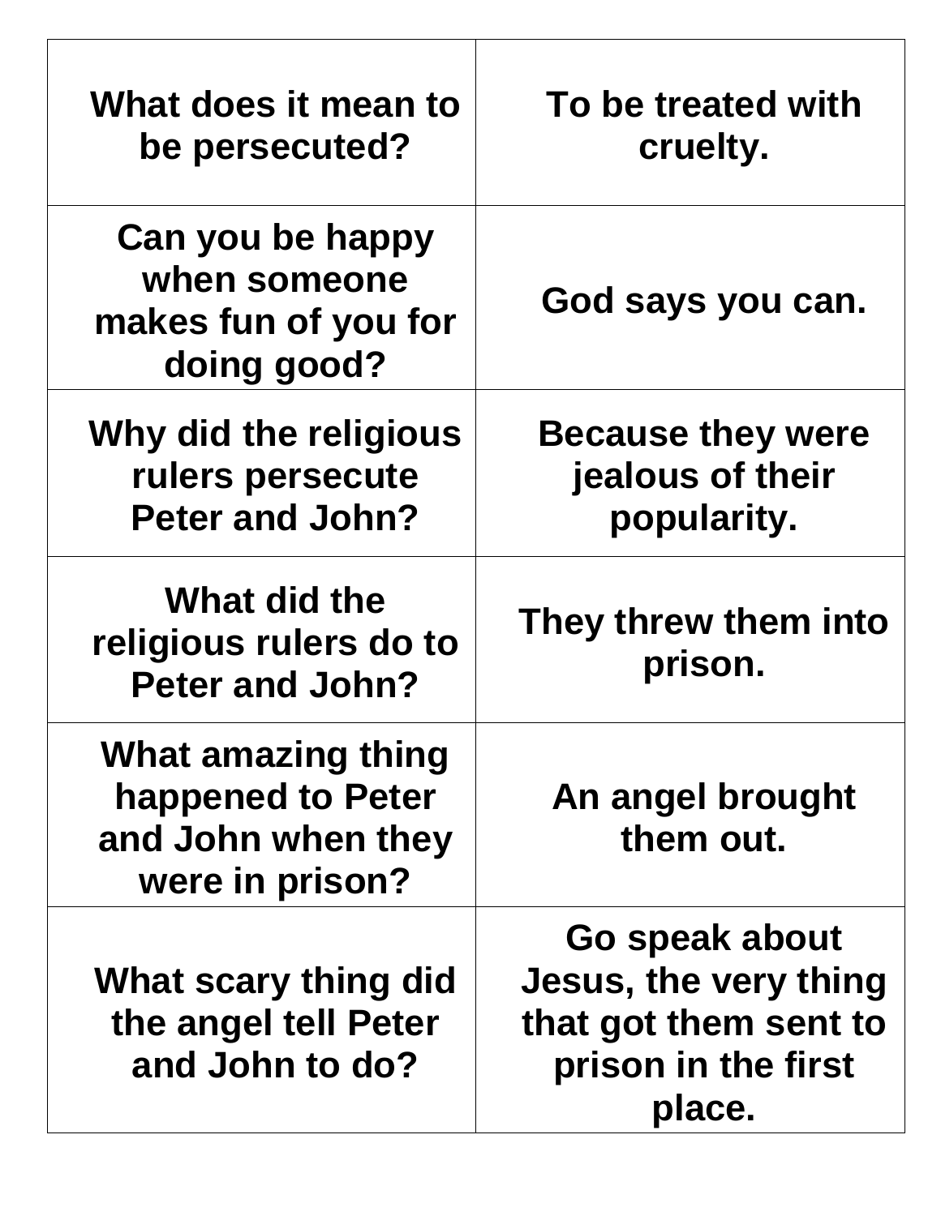| | |
|---|---|
| **What does it mean to be persecuted?** | **To be treated with cruelty.** |
| **Can you be happy when someone makes fun of you for doing good?** | **God says you can.** |
| **Why did the religious rulers persecute Peter and John?** | **Because they were jealous of their popularity.** |
| **What did the religious rulers do to Peter and John?** | **They threw them into prison.** |
| **What amazing thing happened to Peter and John when they were in prison?** | **An angel brought them out.** |
| **What scary thing did the angel tell Peter and John to do?** | **Go speak about Jesus, the very thing that got them sent to prison in the first place.** |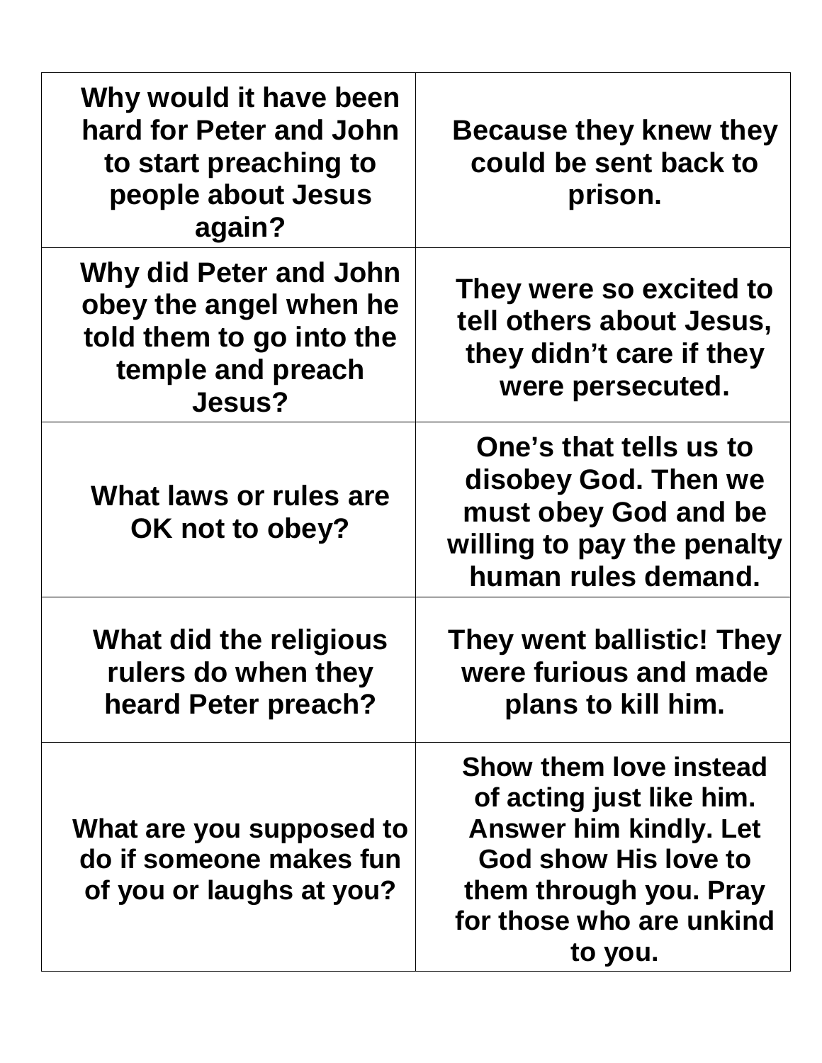| | |
|---|---|
| **Why would it have been hard for Peter and John to start preaching to people about Jesus again?** | **Because they knew they could be sent back to prison.** |
| **Why did Peter and John obey the angel when he told them to go into the temple and preach Jesus?** | **They were so excited to tell others about Jesus, they didn't care if they were persecuted.** |
| **What laws or rules are OK not to obey?** | **One's that tells us to disobey God. Then we must obey God and be willing to pay the penalty human rules demand.** |
| **What did the religious rulers do when they heard Peter preach?** | **They went ballistic! They were furious and made plans to kill him.** |
| **What are you supposed to do if someone makes fun of you or laughs at you?** | **Show them love instead of acting just like him. Answer him kindly. Let God show His love to them through you. Pray for those who are unkind to you.** |